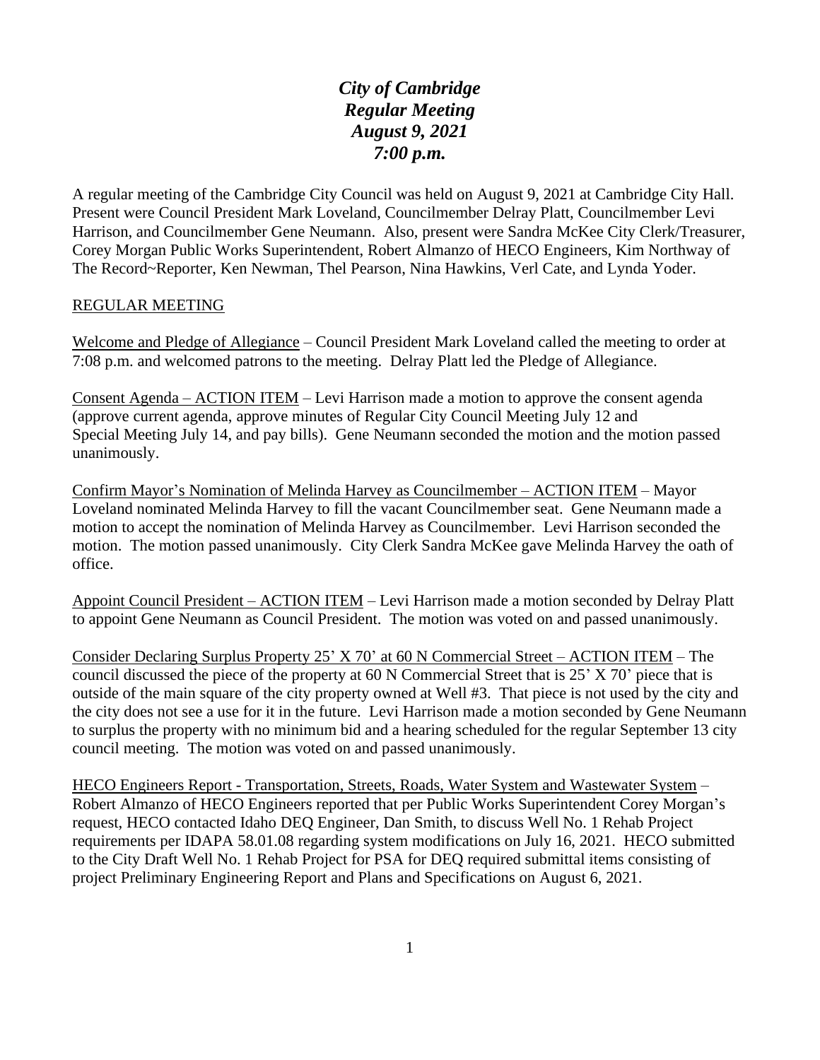# *City of Cambridge Regular Meeting August 9, 2021 7:00 p.m.*

A regular meeting of the Cambridge City Council was held on August 9, 2021 at Cambridge City Hall. Present were Council President Mark Loveland, Councilmember Delray Platt, Councilmember Levi Harrison, and Councilmember Gene Neumann. Also, present were Sandra McKee City Clerk/Treasurer, Corey Morgan Public Works Superintendent, Robert Almanzo of HECO Engineers, Kim Northway of The Record~Reporter, Ken Newman, Thel Pearson, Nina Hawkins, Verl Cate, and Lynda Yoder.

<u>REGULAR MEETING</u>

<u>Welcome and Pledge of Allegiance</u> – Council President Mark Loveland called the meeting to order at 7:08 p.m. and welcomed patrons to the meeting. Delray Platt led the Pledge of Allegiance.

<u>Consent Agenda – ACTION ITEM</u> – Levi Harrison made a motion to approve the consent agenda (approve current agenda, approve minutes of Regular City Council Meeting July 12 and Special Meeting July 14, and pay bills). Gene Neumann seconded the motion and the motion passed unanimously.

<u>Confirm Mayor's Nomination of Melinda Harvey as Councilmember – ACTION ITEM</u> – Mayor Loveland nominated Melinda Harvey to fill the vacant Councilmember seat. Gene Neumann made a motion to accept the nomination of Melinda Harvey as Councilmember. Levi Harrison seconded the motion. The motion passed unanimously. City Clerk Sandra McKee gave Melinda Harvey the oath of office.

<u>Appoint Council President – ACTION ITEM</u> – Levi Harrison made a motion seconded by Delray Platt to appoint Gene Neumann as Council President. The motion was voted on and passed unanimously.

<u>Consider Declaring Surplus Property 25' X 70' at 60 N Commercial Street – ACTION ITEM</u> – The council discussed the piece of the property at 60 N Commercial Street that is 25' X 70' piece that is outside of the main square of the city property owned at Well #3. That piece is not used by the city and the city does not see a use for it in the future. Levi Harrison made a motion seconded by Gene Neumann to surplus the property with no minimum bid and a hearing scheduled for the regular September 13 city council meeting. The motion was voted on and passed unanimously.

<u>HECO Engineers Report - Transportation, Streets, Roads, Water System and Wastewater System</u> – Robert Almanzo of HECO Engineers reported that per Public Works Superintendent Corey Morgan's request, HECO contacted Idaho DEQ Engineer, Dan Smith, to discuss Well No. 1 Rehab Project requirements per IDAPA 58.01.08 regarding system modifications on July 16, 2021. HECO submitted to the City Draft Well No. 1 Rehab Project for PSA for DEQ required submittal items consisting of project Preliminary Engineering Report and Plans and Specifications on August 6, 2021.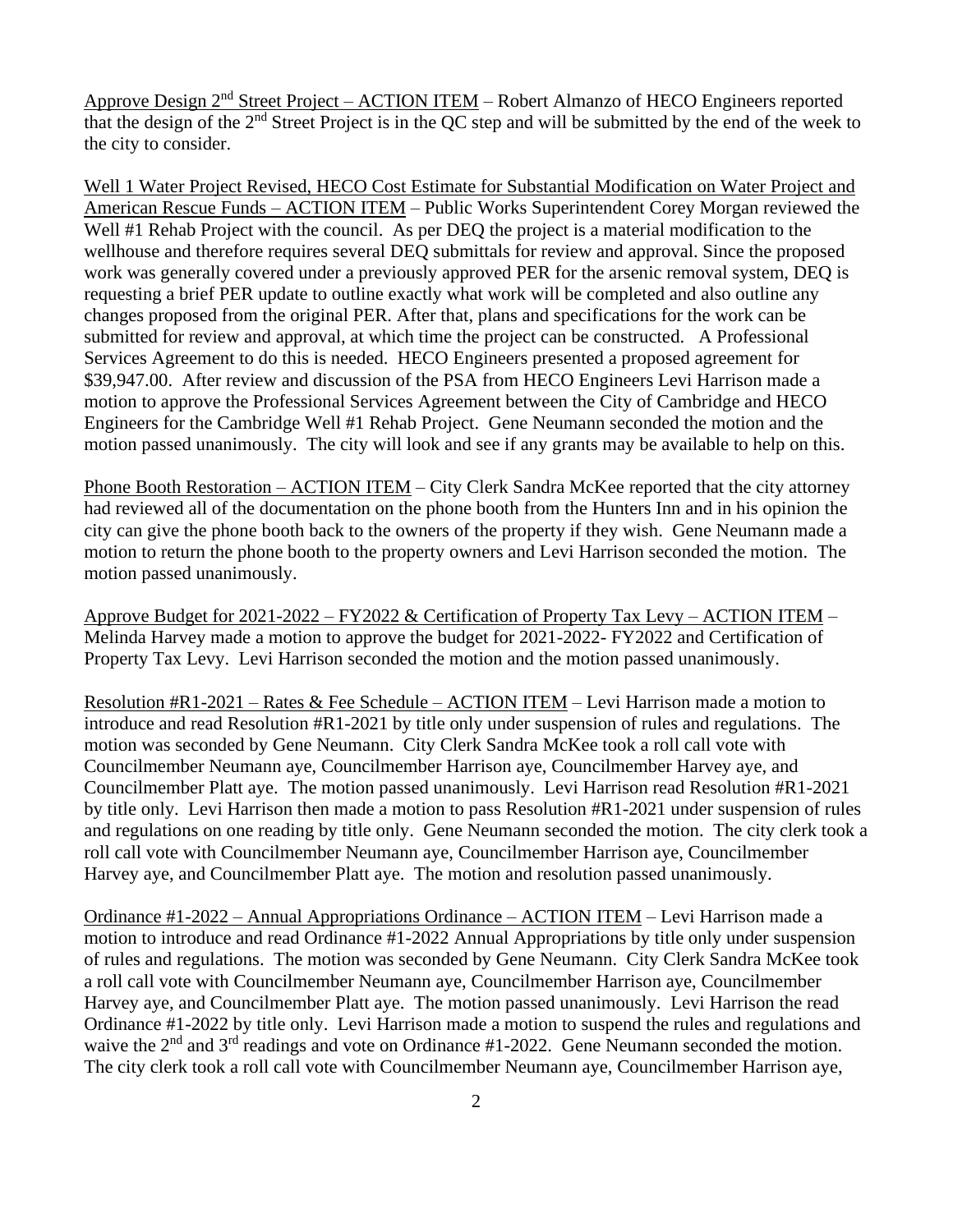Approve Design 2nd Street Project – ACTION ITEM – Robert Almanzo of HECO Engineers reported that the design of the 2nd Street Project is in the QC step and will be submitted by the end of the week to the city to consider.

Well 1 Water Project Revised, HECO Cost Estimate for Substantial Modification on Water Project and American Rescue Funds – ACTION ITEM – Public Works Superintendent Corey Morgan reviewed the Well #1 Rehab Project with the council. As per DEQ the project is a material modification to the wellhouse and therefore requires several DEQ submittals for review and approval. Since the proposed work was generally covered under a previously approved PER for the arsenic removal system, DEQ is requesting a brief PER update to outline exactly what work will be completed and also outline any changes proposed from the original PER. After that, plans and specifications for the work can be submitted for review and approval, at which time the project can be constructed. A Professional Services Agreement to do this is needed. HECO Engineers presented a proposed agreement for $39,947.00. After review and discussion of the PSA from HECO Engineers Levi Harrison made a motion to approve the Professional Services Agreement between the City of Cambridge and HECO Engineers for the Cambridge Well #1 Rehab Project. Gene Neumann seconded the motion and the motion passed unanimously. The city will look and see if any grants may be available to help on this.

Phone Booth Restoration – ACTION ITEM – City Clerk Sandra McKee reported that the city attorney had reviewed all of the documentation on the phone booth from the Hunters Inn and in his opinion the city can give the phone booth back to the owners of the property if they wish. Gene Neumann made a motion to return the phone booth to the property owners and Levi Harrison seconded the motion. The motion passed unanimously.

Approve Budget for 2021-2022 – FY2022 & Certification of Property Tax Levy – ACTION ITEM – Melinda Harvey made a motion to approve the budget for 2021-2022- FY2022 and Certification of Property Tax Levy. Levi Harrison seconded the motion and the motion passed unanimously.

Resolution #R1-2021 – Rates & Fee Schedule – ACTION ITEM – Levi Harrison made a motion to introduce and read Resolution #R1-2021 by title only under suspension of rules and regulations. The motion was seconded by Gene Neumann. City Clerk Sandra McKee took a roll call vote with Councilmember Neumann aye, Councilmember Harrison aye, Councilmember Harvey aye, and Councilmember Platt aye. The motion passed unanimously. Levi Harrison read Resolution #R1-2021 by title only. Levi Harrison then made a motion to pass Resolution #R1-2021 under suspension of rules and regulations on one reading by title only. Gene Neumann seconded the motion. The city clerk took a roll call vote with Councilmember Neumann aye, Councilmember Harrison aye, Councilmember Harvey aye, and Councilmember Platt aye. The motion and resolution passed unanimously.

Ordinance #1-2022 – Annual Appropriations Ordinance – ACTION ITEM – Levi Harrison made a motion to introduce and read Ordinance #1-2022 Annual Appropriations by title only under suspension of rules and regulations. The motion was seconded by Gene Neumann. City Clerk Sandra McKee took a roll call vote with Councilmember Neumann aye, Councilmember Harrison aye, Councilmember Harvey aye, and Councilmember Platt aye. The motion passed unanimously. Levi Harrison the read Ordinance #1-2022 by title only. Levi Harrison made a motion to suspend the rules and regulations and waive the 2nd and 3rd readings and vote on Ordinance #1-2022. Gene Neumann seconded the motion. The city clerk took a roll call vote with Councilmember Neumann aye, Councilmember Harrison aye,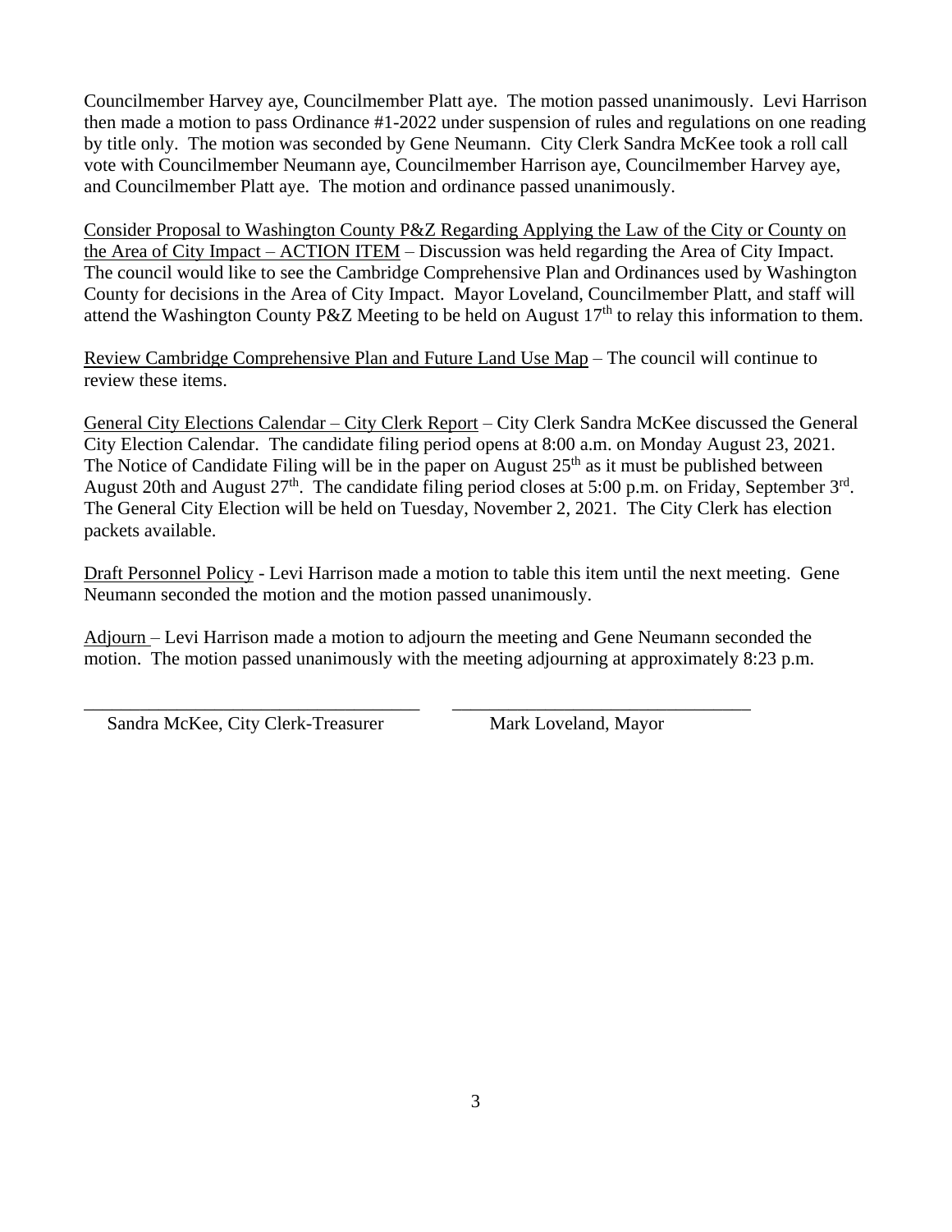Councilmember Harvey aye, Councilmember Platt aye. The motion passed unanimously. Levi Harrison then made a motion to pass Ordinance #1-2022 under suspension of rules and regulations on one reading by title only. The motion was seconded by Gene Neumann. City Clerk Sandra McKee took a roll call vote with Councilmember Neumann aye, Councilmember Harrison aye, Councilmember Harvey aye, and Councilmember Platt aye. The motion and ordinance passed unanimously.

Consider Proposal to Washington County P&Z Regarding Applying the Law of the City or County on the Area of City Impact – ACTION ITEM – Discussion was held regarding the Area of City Impact. The council would like to see the Cambridge Comprehensive Plan and Ordinances used by Washington County for decisions in the Area of City Impact. Mayor Loveland, Councilmember Platt, and staff will attend the Washington County P&Z Meeting to be held on August 17th to relay this information to them.

Review Cambridge Comprehensive Plan and Future Land Use Map – The council will continue to review these items.

General City Elections Calendar – City Clerk Report – City Clerk Sandra McKee discussed the General City Election Calendar. The candidate filing period opens at 8:00 a.m. on Monday August 23, 2021. The Notice of Candidate Filing will be in the paper on August 25th as it must be published between August 20th and August 27th. The candidate filing period closes at 5:00 p.m. on Friday, September 3rd. The General City Election will be held on Tuesday, November 2, 2021. The City Clerk has election packets available.

Draft Personnel Policy - Levi Harrison made a motion to table this item until the next meeting. Gene Neumann seconded the motion and the motion passed unanimously.

Adjourn – Levi Harrison made a motion to adjourn the meeting and Gene Neumann seconded the motion. The motion passed unanimously with the meeting adjourning at approximately 8:23 p.m.

\_\_\_\_\_\_\_\_\_\_\_\_\_\_\_\_\_\_\_\_\_\_\_\_\_\_\_\_\_\_\_\_\_\_\_\_ \_\_\_\_\_\_\_\_\_\_\_\_\_\_\_\_\_\_\_\_\_\_\_\_\_\_\_\_\_\_\_\_

Sandra McKee, City Clerk-Treasurer Mark Loveland, Mayor